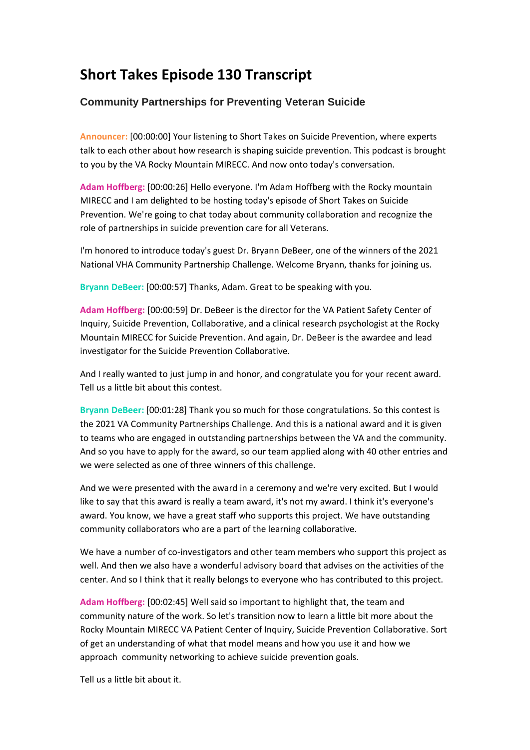# Short Takes Episode 130 Transcript

### Community Partnerships for Preventing Veteran Suicide

**Announcer:** [00:00:00] Your listening to Short Takes on Suicide Prevention, where experts talk to each other about how research is shaping suicide prevention. This podcast is brought to you by the VA Rocky Mountain MIRECC. And now onto today's conversation.

**Adam Hoffberg:** [00:00:26] Hello everyone. I'm Adam Hoffberg with the Rocky mountain MIRECC and I am delighted to be hosting today's episode of Short Takes on Suicide Prevention. We're going to chat today about community collaboration and recognize the role of partnerships in suicide prevention care for all Veterans.

I'm honored to introduce today's guest Dr. Bryann DeBeer, one of the winners of the 2021 National VHA Community Partnership Challenge. Welcome Bryann, thanks for joining us.

**Bryann DeBeer:** [00:00:57] Thanks, Adam. Great to be speaking with you.

**Adam Hoffberg:** [00:00:59] Dr. DeBeer is the director for the VA Patient Safety Center of Inquiry, Suicide Prevention, Collaborative, and a clinical research psychologist at the Rocky Mountain MIRECC for Suicide Prevention. And again, Dr. DeBeer is the awardee and lead investigator for the Suicide Prevention Collaborative.

And I really wanted to just jump in and honor, and congratulate you for your recent award. Tell us a little bit about this contest.

**Bryann DeBeer:** [00:01:28] Thank you so much for those congratulations. So this contest is the 2021 VA Community Partnerships Challenge. And this is a national award and it is given to teams who are engaged in outstanding partnerships between the VA and the community. And so you have to apply for the award, so our team applied along with 40 other entries and we were selected as one of three winners of this challenge.

And we were presented with the award in a ceremony and we're very excited. But I would like to say that this award is really a team award, it's not my award. I think it's everyone's award. You know, we have a great staff who supports this project. We have outstanding community collaborators who are a part of the learning collaborative.

We have a number of co-investigators and other team members who support this project as well. And then we also have a wonderful advisory board that advises on the activities of the center. And so I think that it really belongs to everyone who has contributed to this project.

**Adam Hoffberg:** [00:02:45] Well said so important to highlight that, the team and community nature of the work. So let's transition now to learn a little bit more about the Rocky Mountain MIRECC VA Patient Center of Inquiry, Suicide Prevention Collaborative. Sort of get an understanding of what that model means and how you use it and how we approach community networking to achieve suicide prevention goals.

Tell us a little bit about it.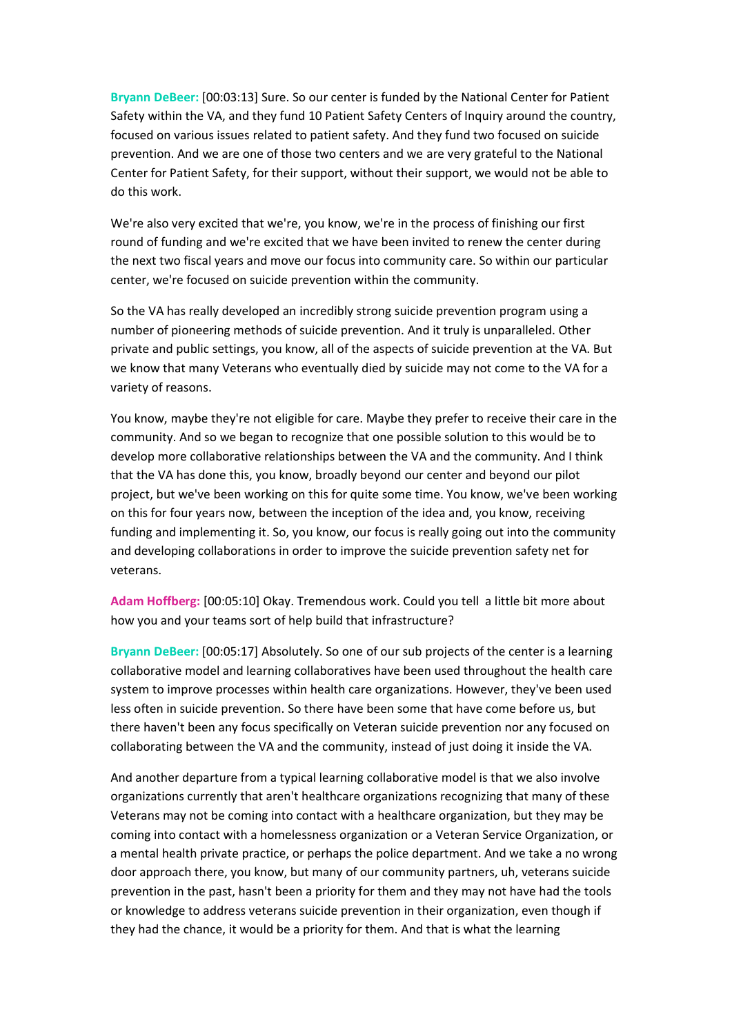**Bryann DeBeer:** [00:03:13] Sure. So our center is funded by the National Center for Patient Safety within the VA, and they fund 10 Patient Safety Centers of Inquiry around the country, focused on various issues related to patient safety. And they fund two focused on suicide prevention. And we are one of those two centers and we are very grateful to the National Center for Patient Safety, for their support, without their support, we would not be able to do this work.

We're also very excited that we're, you know, we're in the process of finishing our first round of funding and we're excited that we have been invited to renew the center during the next two fiscal years and move our focus into community care. So within our particular center, we're focused on suicide prevention within the community.

So the VA has really developed an incredibly strong suicide prevention program using a number of pioneering methods of suicide prevention. And it truly is unparalleled. Other private and public settings, you know, all of the aspects of suicide prevention at the VA. But we know that many Veterans who eventually died by suicide may not come to the VA for a variety of reasons.

You know, maybe they're not eligible for care. Maybe they prefer to receive their care in the community. And so we began to recognize that one possible solution to this would be to develop more collaborative relationships between the VA and the community. And I think that the VA has done this, you know, broadly beyond our center and beyond our pilot project, but we've been working on this for quite some time. You know, we've been working on this for four years now, between the inception of the idea and, you know, receiving funding and implementing it. So, you know, our focus is really going out into the community and developing collaborations in order to improve the suicide prevention safety net for veterans.

**Adam Hoffberg:** [00:05:10] Okay. Tremendous work. Could you tell a little bit more about how you and your teams sort of help build that infrastructure?

**Bryann DeBeer:** [00:05:17] Absolutely. So one of our sub projects of the center is a learning collaborative model and learning collaboratives have been used throughout the health care system to improve processes within health care organizations. However, they've been used less often in suicide prevention. So there have been some that have come before us, but there haven't been any focus specifically on Veteran suicide prevention nor any focused on collaborating between the VA and the community, instead of just doing it inside the VA.

And another departure from a typical learning collaborative model is that we also involve organizations currently that aren't healthcare organizations recognizing that many of these Veterans may not be coming into contact with a healthcare organization, but they may be coming into contact with a homelessness organization or a Veteran Service Organization, or a mental health private practice, or perhaps the police department. And we take a no wrong door approach there, you know, but many of our community partners, uh, veterans suicide prevention in the past, hasn't been a priority for them and they may not have had the tools or knowledge to address veterans suicide prevention in their organization, even though if they had the chance, it would be a priority for them. And that is what the learning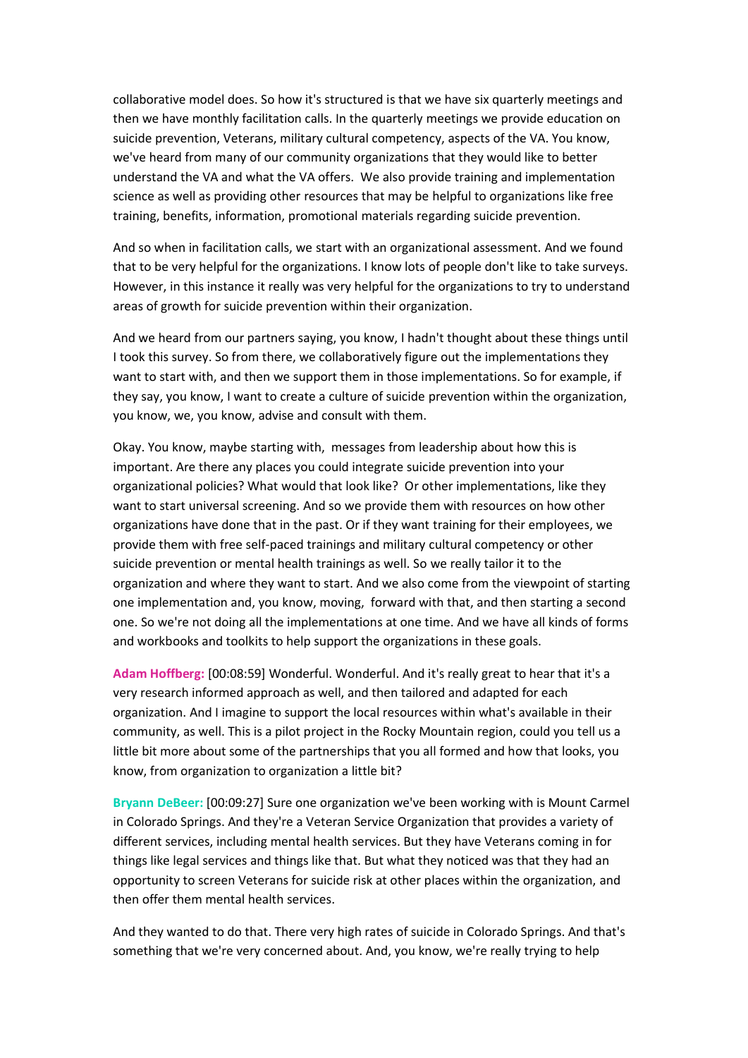collaborative model does. So how it's structured is that we have six quarterly meetings and then we have monthly facilitation calls. In the quarterly meetings we provide education on suicide prevention, Veterans, military cultural competency, aspects of the VA. You know, we've heard from many of our community organizations that they would like to better understand the VA and what the VA offers. We also provide training and implementation science as well as providing other resources that may be helpful to organizations like free training, benefits, information, promotional materials regarding suicide prevention.

And so when in facilitation calls, we start with an organizational assessment. And we found that to be very helpful for the organizations. I know lots of people don't like to take surveys. However, in this instance it really was very helpful for the organizations to try to understand areas of growth for suicide prevention within their organization.

And we heard from our partners saying, you know, I hadn't thought about these things until I took this survey. So from there, we collaboratively figure out the implementations they want to start with, and then we support them in those implementations. So for example, if they say, you know, I want to create a culture of suicide prevention within the organization, you know, we, you know, advise and consult with them.

Okay. You know, maybe starting with, messages from leadership about how this is important. Are there any places you could integrate suicide prevention into your organizational policies? What would that look like? Or other implementations, like they want to start universal screening. And so we provide them with resources on how other organizations have done that in the past. Or if they want training for their employees, we provide them with free self-paced trainings and military cultural competency or other suicide prevention or mental health trainings as well. So we really tailor it to the organization and where they want to start. And we also come from the viewpoint of starting one implementation and, you know, moving, forward with that, and then starting a second one. So we're not doing all the implementations at one time. And we have all kinds of forms and workbooks and toolkits to help support the organizations in these goals.

**Adam Hoffberg:** [00:08:59] Wonderful. Wonderful. And it's really great to hear that it's a very research informed approach as well, and then tailored and adapted for each organization. And I imagine to support the local resources within what's available in their community, as well. This is a pilot project in the Rocky Mountain region, could you tell us a little bit more about some of the partnerships that you all formed and how that looks, you know, from organization to organization a little bit?

**Bryann DeBeer:** [00:09:27] Sure one organization we've been working with is Mount Carmel in Colorado Springs. And they're a Veteran Service Organization that provides a variety of different services, including mental health services. But they have Veterans coming in for things like legal services and things like that. But what they noticed was that they had an opportunity to screen Veterans for suicide risk at other places within the organization, and then offer them mental health services.

And they wanted to do that. There very high rates of suicide in Colorado Springs. And that's something that we're very concerned about. And, you know, we're really trying to help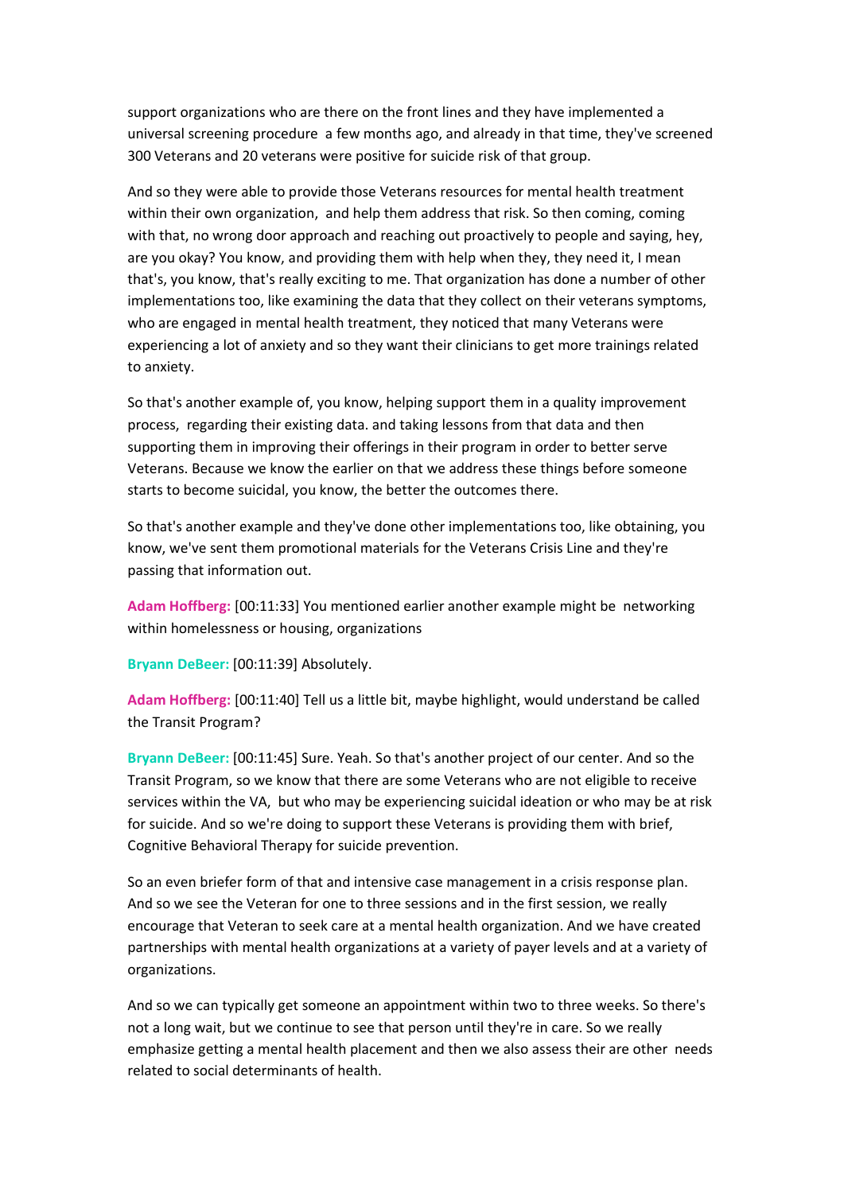support organizations who are there on the front lines and they have implemented a universal screening procedure a few months ago, and already in that time, they've screened 300 Veterans and 20 veterans were positive for suicide risk of that group.

And so they were able to provide those Veterans resources for mental health treatment within their own organization, and help them address that risk. So then coming, coming with that, no wrong door approach and reaching out proactively to people and saying, hey, are you okay? You know, and providing them with help when they, they need it, I mean that's, you know, that's really exciting to me. That organization has done a number of other implementations too, like examining the data that they collect on their veterans symptoms, who are engaged in mental health treatment, they noticed that many Veterans were experiencing a lot of anxiety and so they want their clinicians to get more trainings related to anxiety.

So that's another example of, you know, helping support them in a quality improvement process, regarding their existing data. and taking lessons from that data and then supporting them in improving their offerings in their program in order to better serve Veterans. Because we know the earlier on that we address these things before someone starts to become suicidal, you know, the better the outcomes there.

So that's another example and they've done other implementations too, like obtaining, you know, we've sent them promotional materials for the Veterans Crisis Line and they're passing that information out.

**Adam Hoffberg:** [00:11:33] You mentioned earlier another example might be networking within homelessness or housing, organizations

**Bryann DeBeer:** [00:11:39] Absolutely.

**Adam Hoffberg:** [00:11:40] Tell us a little bit, maybe highlight, would understand be called the Transit Program?

**Bryann DeBeer:** [00:11:45] Sure. Yeah. So that's another project of our center. And so the Transit Program, so we know that there are some Veterans who are not eligible to receive services within the VA, but who may be experiencing suicidal ideation or who may be at risk for suicide. And so we're doing to support these Veterans is providing them with brief, Cognitive Behavioral Therapy for suicide prevention.

So an even briefer form of that and intensive case management in a crisis response plan. And so we see the Veteran for one to three sessions and in the first session, we really encourage that Veteran to seek care at a mental health organization. And we have created partnerships with mental health organizations at a variety of payer levels and at a variety of organizations.

And so we can typically get someone an appointment within two to three weeks. So there's not a long wait, but we continue to see that person until they're in care. So we really emphasize getting a mental health placement and then we also assess their are other needs related to social determinants of health.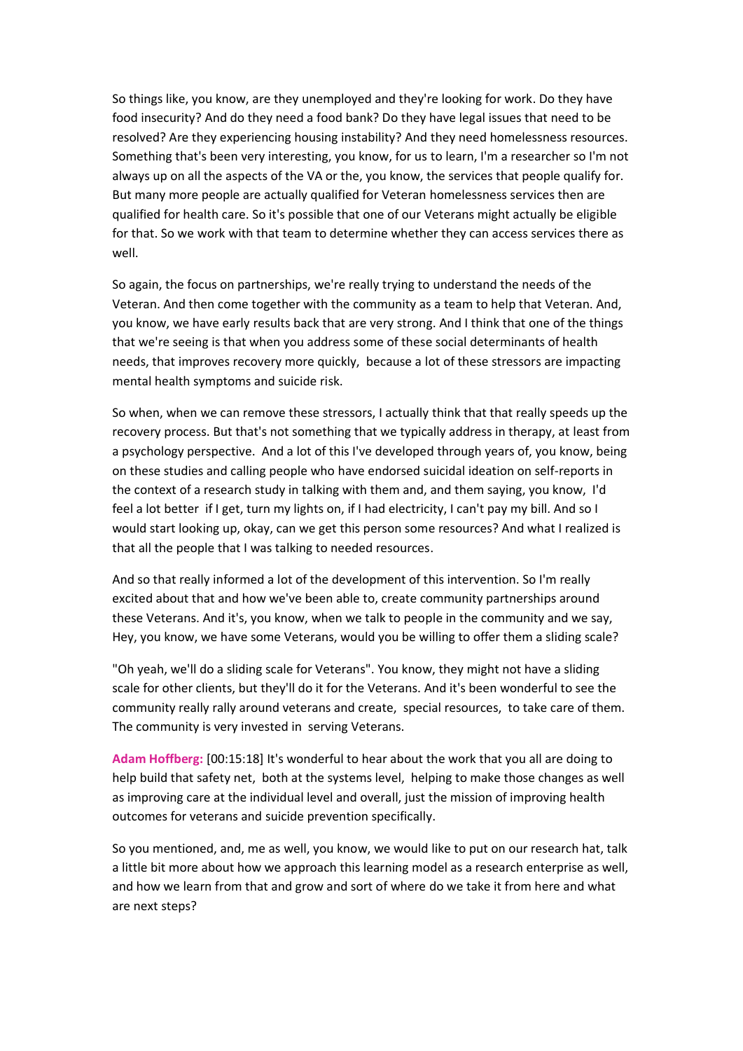So things like, you know, are they unemployed and they're looking for work. Do they have food insecurity? And do they need a food bank? Do they have legal issues that need to be resolved? Are they experiencing housing instability? And they need homelessness resources. Something that's been very interesting, you know, for us to learn, I'm a researcher so I'm not always up on all the aspects of the VA or the, you know, the services that people qualify for. But many more people are actually qualified for Veteran homelessness services then are qualified for health care. So it's possible that one of our Veterans might actually be eligible for that. So we work with that team to determine whether they can access services there as well.

So again, the focus on partnerships, we're really trying to understand the needs of the Veteran. And then come together with the community as a team to help that Veteran. And, you know, we have early results back that are very strong. And I think that one of the things that we're seeing is that when you address some of these social determinants of health needs, that improves recovery more quickly, because a lot of these stressors are impacting mental health symptoms and suicide risk.

So when, when we can remove these stressors, I actually think that that really speeds up the recovery process. But that's not something that we typically address in therapy, at least from a psychology perspective. And a lot of this I've developed through years of, you know, being on these studies and calling people who have endorsed suicidal ideation on self-reports in the context of a research study in talking with them and, and them saying, you know, I'd feel a lot better if I get, turn my lights on, if I had electricity, I can't pay my bill. And so I would start looking up, okay, can we get this person some resources? And what I realized is that all the people that I was talking to needed resources.

And so that really informed a lot of the development of this intervention. So I'm really excited about that and how we've been able to, create community partnerships around these Veterans. And it's, you know, when we talk to people in the community and we say, Hey, you know, we have some Veterans, would you be willing to offer them a sliding scale?

"Oh yeah, we'll do a sliding scale for Veterans". You know, they might not have a sliding scale for other clients, but they'll do it for the Veterans. And it's been wonderful to see the community really rally around veterans and create, special resources, to take care of them. The community is very invested in serving Veterans.

**Adam Hoffberg:** [00:15:18] It's wonderful to hear about the work that you all are doing to help build that safety net, both at the systems level, helping to make those changes as well as improving care at the individual level and overall, just the mission of improving health outcomes for veterans and suicide prevention specifically.

So you mentioned, and, me as well, you know, we would like to put on our research hat, talk a little bit more about how we approach this learning model as a research enterprise as well, and how we learn from that and grow and sort of where do we take it from here and what are next steps?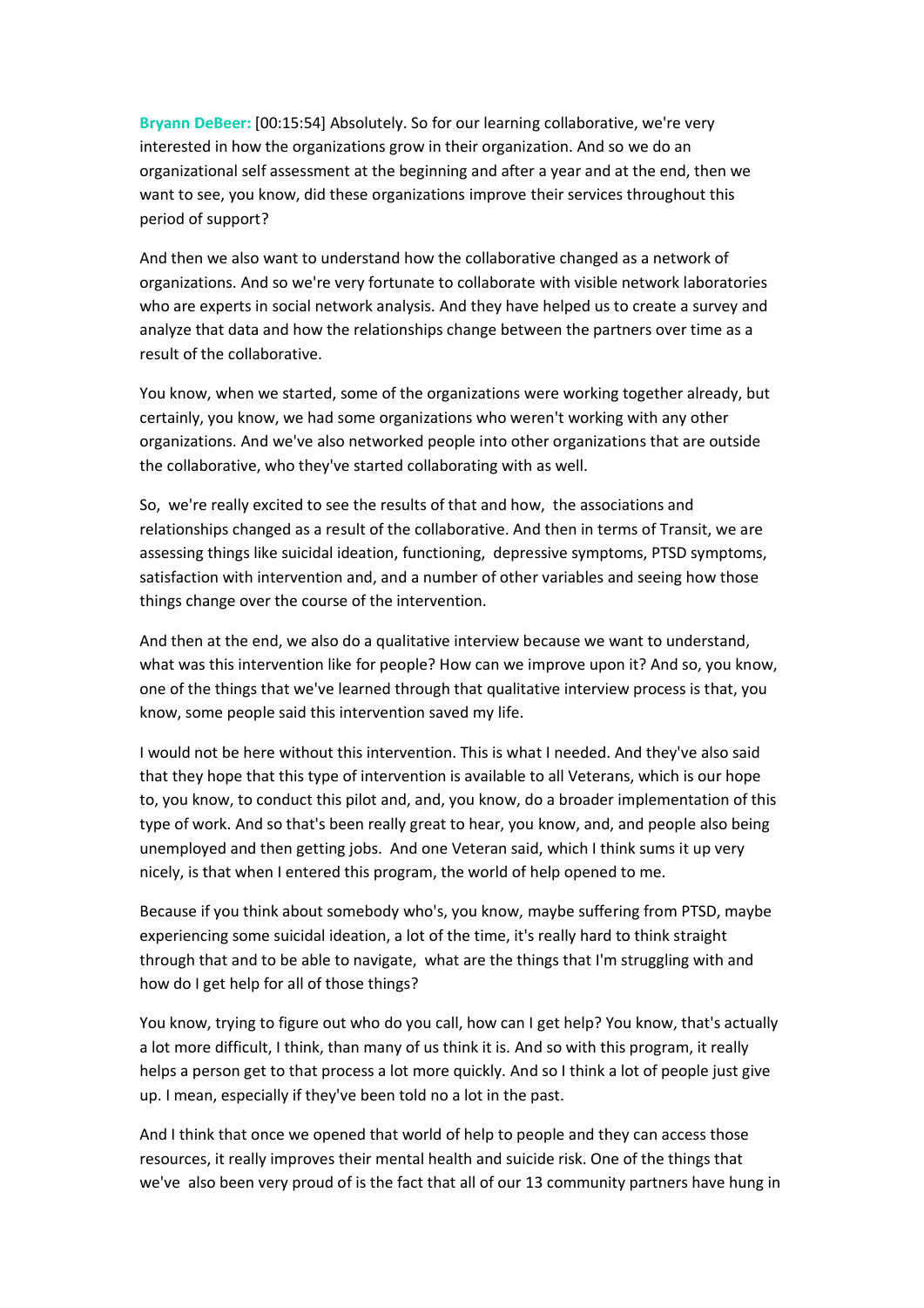**Bryann DeBeer:** [00:15:54] Absolutely. So for our learning collaborative, we're very interested in how the organizations grow in their organization. And so we do an organizational self assessment at the beginning and after a year and at the end, then we want to see, you know, did these organizations improve their services throughout this period of support?

And then we also want to understand how the collaborative changed as a network of organizations. And so we're very fortunate to collaborate with visible network laboratories who are experts in social network analysis. And they have helped us to create a survey and analyze that data and how the relationships change between the partners over time as a result of the collaborative.

You know, when we started, some of the organizations were working together already, but certainly, you know, we had some organizations who weren't working with any other organizations. And we've also networked people into other organizations that are outside the collaborative, who they've started collaborating with as well.

So, we're really excited to see the results of that and how, the associations and relationships changed as a result of the collaborative. And then in terms of Transit, we are assessing things like suicidal ideation, functioning, depressive symptoms, PTSD symptoms, satisfaction with intervention and, and a number of other variables and seeing how those things change over the course of the intervention.

And then at the end, we also do a qualitative interview because we want to understand, what was this intervention like for people? How can we improve upon it? And so, you know, one of the things that we've learned through that qualitative interview process is that, you know, some people said this intervention saved my life.

I would not be here without this intervention. This is what I needed. And they've also said that they hope that this type of intervention is available to all Veterans, which is our hope to, you know, to conduct this pilot and, and, you know, do a broader implementation of this type of work. And so that's been really great to hear, you know, and, and people also being unemployed and then getting jobs. And one Veteran said, which I think sums it up very nicely, is that when I entered this program, the world of help opened to me.

Because if you think about somebody who's, you know, maybe suffering from PTSD, maybe experiencing some suicidal ideation, a lot of the time, it's really hard to think straight through that and to be able to navigate, what are the things that I'm struggling with and how do I get help for all of those things?

You know, trying to figure out who do you call, how can I get help? You know, that's actually a lot more difficult, I think, than many of us think it is. And so with this program, it really helps a person get to that process a lot more quickly. And so I think a lot of people just give up. I mean, especially if they've been told no a lot in the past.

And I think that once we opened that world of help to people and they can access those resources, it really improves their mental health and suicide risk. One of the things that we've also been very proud of is the fact that all of our 13 community partners have hung in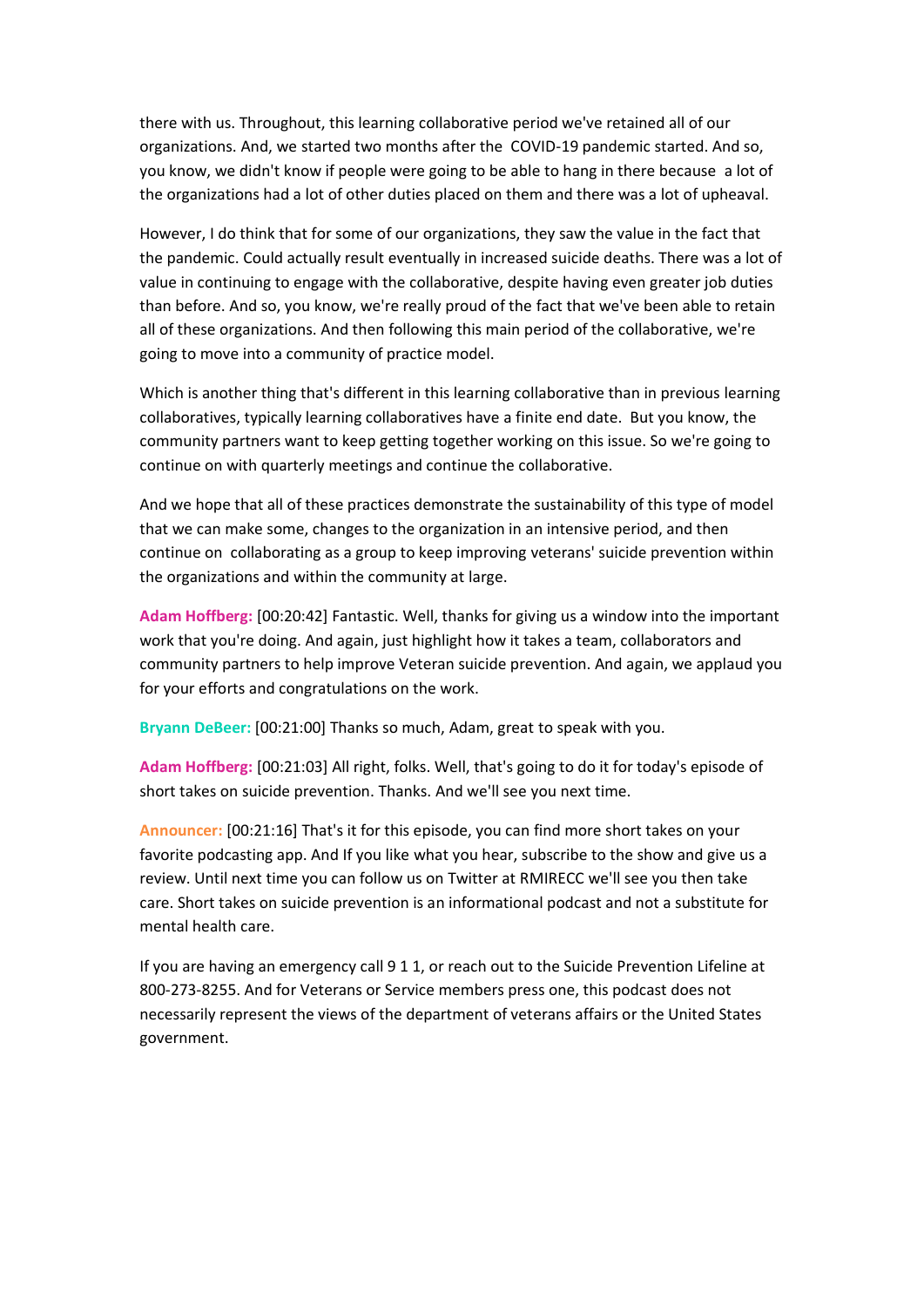there with us. Throughout, this learning collaborative period we've retained all of our organizations. And, we started two months after the COVID-19 pandemic started. And so, you know, we didn't know if people were going to be able to hang in there because a lot of the organizations had a lot of other duties placed on them and there was a lot of upheaval.

However, I do think that for some of our organizations, they saw the value in the fact that the pandemic. Could actually result eventually in increased suicide deaths. There was a lot of value in continuing to engage with the collaborative, despite having even greater job duties than before. And so, you know, we're really proud of the fact that we've been able to retain all of these organizations. And then following this main period of the collaborative, we're going to move into a community of practice model.

Which is another thing that's different in this learning collaborative than in previous learning collaboratives, typically learning collaboratives have a finite end date. But you know, the community partners want to keep getting together working on this issue. So we're going to continue on with quarterly meetings and continue the collaborative.

And we hope that all of these practices demonstrate the sustainability of this type of model that we can make some, changes to the organization in an intensive period, and then continue on collaborating as a group to keep improving veterans' suicide prevention within the organizations and within the community at large.

**Adam Hoffberg:** [00:20:42] Fantastic. Well, thanks for giving us a window into the important work that you're doing. And again, just highlight how it takes a team, collaborators and community partners to help improve Veteran suicide prevention. And again, we applaud you for your efforts and congratulations on the work.

**Bryann DeBeer:** [00:21:00] Thanks so much, Adam, great to speak with you.

**Adam Hoffberg:** [00:21:03] All right, folks. Well, that's going to do it for today's episode of short takes on suicide prevention. Thanks. And we'll see you next time.

**Announcer:** [00:21:16] That's it for this episode, you can find more short takes on your favorite podcasting app. And If you like what you hear, subscribe to the show and give us a review. Until next time you can follow us on Twitter at RMIRECC we'll see you then take care. Short takes on suicide prevention is an informational podcast and not a substitute for mental health care.

If you are having an emergency call 9 1 1, or reach out to the Suicide Prevention Lifeline at 800-273-8255. And for Veterans or Service members press one, this podcast does not necessarily represent the views of the department of veterans affairs or the United States government.